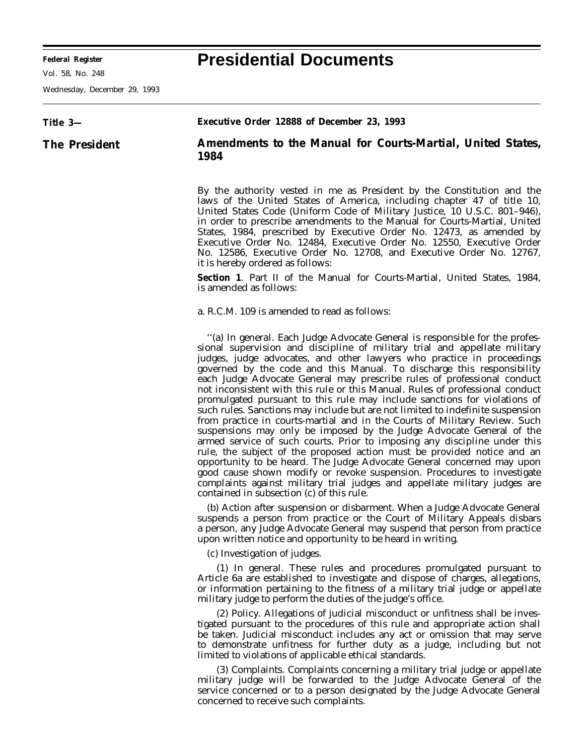**Federal Register**

Vol. 58, No. 248

Wednesday, December 29, 1993

# Presidential Documents

**Title 3—**

**The President**

**Executive Order 12888 of December 23, 1993**

## Amendments to the Manual for Courts-Martial, United States, 1984

By the authority vested in me as President by the Constitution and the laws of the United States of America, including chapter 47 of title 10, United States Code (Uniform Code of Military Justice, 10 U.S.C. 801–946), in order to prescribe amendments to the Manual for Courts-Martial, United States, 1984, prescribed by Executive Order No. 12473, as amended by Executive Order No. 12484, Executive Order No. 12550, Executive Order No. 12586, Executive Order No. 12708, and Executive Order No. 12767, it is hereby ordered as follows:

**Section 1**. Part II of the Manual for Courts-Martial, United States, 1984, is amended as follows:

a. R.C.M. 109 is amended to read as follows:

''(a) *In general.* Each Judge Advocate General is responsible for the professional supervision and discipline of military trial and appellate military judges, judge advocates, and other lawyers who practice in proceedings governed by the code and this Manual. To discharge this responsibility each Judge Advocate General may prescribe rules of professional conduct not inconsistent with this rule or this Manual. Rules of professional conduct promulgated pursuant to this rule may include sanctions for violations of such rules. Sanctions may include but are not limited to indefinite suspension from practice in courts-martial and in the Courts of Military Review. Such suspensions may only be imposed by the Judge Advocate General of the armed service of such courts. Prior to imposing any discipline under this rule, the subject of the proposed action must be provided notice and an opportunity to be heard. The Judge Advocate General concerned may upon good cause shown modify or revoke suspension. Procedures to investigate complaints against military trial judges and appellate military judges are contained in subsection (c) of this rule.

(b) *Action after suspension or disbarment.* When a Judge Advocate General suspends a person from practice or the Court of Military Appeals disbars a person, any Judge Advocate General may suspend that person from practice upon written notice and opportunity to be heard in writing.

(c) *Investigation of judges.*

(1) *In general.* These rules and procedures promulgated pursuant to Article 6a are established to investigate and dispose of charges, allegations, or information pertaining to the fitness of a military trial judge or appellate military judge to perform the duties of the judge's office.

(2) *Policy.* Allegations of judicial misconduct or unfitness shall be investigated pursuant to the procedures of this rule and appropriate action shall be taken. Judicial misconduct includes any act or omission that may serve to demonstrate unfitness for further duty as a judge, including but not limited to violations of applicable ethical standards.

(3) *Complaints.* Complaints concerning a military trial judge or appellate military judge will be forwarded to the Judge Advocate General of the service concerned or to a person designated by the Judge Advocate General concerned to receive such complaints.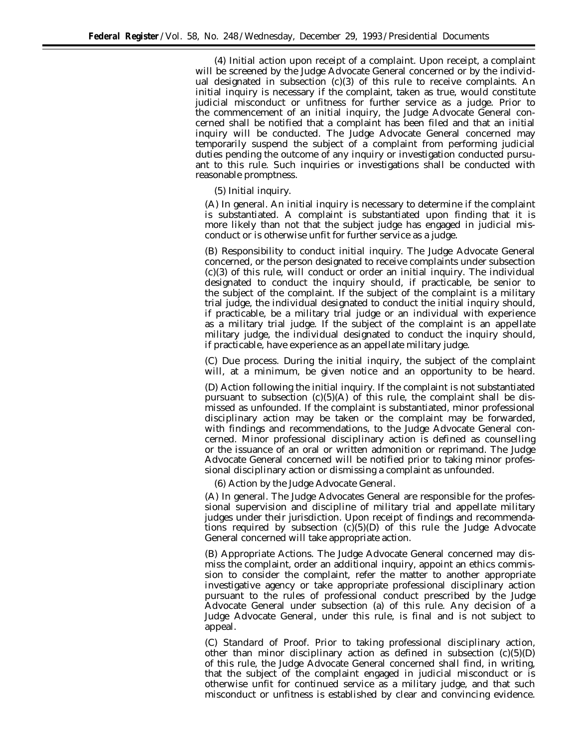(4) *Initial action upon receipt of a complaint.* Upon receipt, a complaint will be screened by the Judge Advocate General concerned or by the individual designated in subsection (c)(3) of this rule to receive complaints. An initial inquiry is necessary if the complaint, taken as true, would constitute judicial misconduct or unfitness for further service as a judge. Prior to the commencement of an initial inquiry, the Judge Advocate General concerned shall be notified that a complaint has been filed and that an initial inquiry will be conducted. The Judge Advocate General concerned may temporarily suspend the subject of a complaint from performing judicial duties pending the outcome of any inquiry or investigation conducted pursuant to this rule. Such inquiries or investigations shall be conducted with reasonable promptness.

(5) *Initial inquiry.*

(A) *In general.* An initial inquiry is necessary to determine if the complaint is substantiated. A complaint is substantiated upon finding that it is more likely than not that the subject judge has engaged in judicial misconduct or is otherwise unfit for further service as a judge.

(B) *Responsibility to conduct initial inquiry.* The Judge Advocate General concerned, or the person designated to receive complaints under subsection (c)(3) of this rule, will conduct or order an initial inquiry. The individual designated to conduct the inquiry should, if practicable, be senior to the subject of the complaint. If the subject of the complaint is a military trial judge, the individual designated to conduct the initial inquiry should, if practicable, be a military trial judge or an individual with experience as a military trial judge. If the subject of the complaint is an appellate military judge, the individual designated to conduct the inquiry should, if practicable, have experience as an appellate military judge.

(C) *Due process.* During the initial inquiry, the subject of the complaint will, at a minimum, be given notice and an opportunity to be heard.

(D) *Action following the initial inquiry.* If the complaint is not substantiated pursuant to subsection (c)(5)(A) of this rule, the complaint shall be dismissed as unfounded. If the complaint is substantiated, minor professional disciplinary action may be taken or the complaint may be forwarded, with findings and recommendations, to the Judge Advocate General concerned. Minor professional disciplinary action is defined as counselling or the issuance of an oral or written admonition or reprimand. The Judge Advocate General concerned will be notified prior to taking minor professional disciplinary action or dismissing a complaint as unfounded.

(6) *Action by the Judge Advocate General.*

(A) *In general.* The Judge Advocates General are responsible for the professional supervision and discipline of military trial and appellate military judges under their jurisdiction. Upon receipt of findings and recommendations required by subsection (c)(5)(D) of this rule the Judge Advocate General concerned will take appropriate action.

(B) *Appropriate Actions.* The Judge Advocate General concerned may dismiss the complaint, order an additional inquiry, appoint an ethics commission to consider the complaint, refer the matter to another appropriate investigative agency or take appropriate professional disciplinary action pursuant to the rules of professional conduct prescribed by the Judge Advocate General under subsection (a) of this rule. Any decision of a Judge Advocate General, under this rule, is final and is not subject to appeal.

(C) *Standard of Proof.* Prior to taking professional disciplinary action, other than minor disciplinary action as defined in subsection (c)(5)(D) of this rule, the Judge Advocate General concerned shall find, in writing, that the subject of the complaint engaged in judicial misconduct or is otherwise unfit for continued service as a military judge, and that such misconduct or unfitness is established by clear and convincing evidence.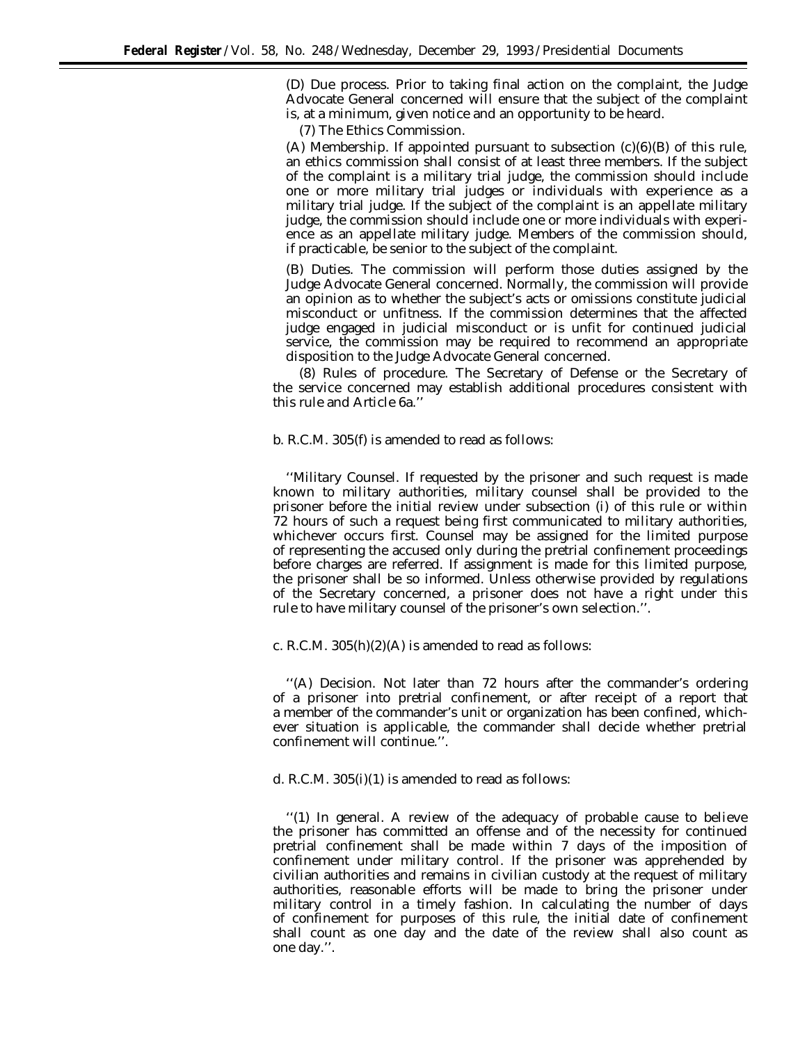(D) Due process. Prior to taking final action on the complaint, the Judge Advocate General concerned will ensure that the subject of the complaint is, at a minimum, given notice and an opportunity to be heard.

(7) The Ethics Commission.

(A) Membership. If appointed pursuant to subsection (c)(6)(B) of this rule, an ethics commission shall consist of at least three members. If the subject of the complaint is a military trial judge, the commission should include one or more military trial judges or individuals with experience as a military trial judge. If the subject of the complaint is an appellate military judge, the commission should include one or more individuals with experience as an appellate military judge. Members of the commission should, if practicable, be senior to the subject of the complaint.

(B) Duties. The commission will perform those duties assigned by the Judge Advocate General concerned. Normally, the commission will provide an opinion as to whether the subject's acts or omissions constitute judicial misconduct or unfitness. If the commission determines that the affected judge engaged in judicial misconduct or is unfit for continued judicial service, the commission may be required to recommend an appropriate disposition to the Judge Advocate General concerned.

(8) Rules of procedure. The Secretary of Defense or the Secretary of the service concerned may establish additional procedures consistent with this rule and Article 6a.''

b. R.C.M. 305(f) is amended to read as follows:

''Military Counsel. If requested by the prisoner and such request is made known to military authorities, military counsel shall be provided to the prisoner before the initial review under subsection (i) of this rule or within 72 hours of such a request being first communicated to military authorities, whichever occurs first. Counsel may be assigned for the limited purpose of representing the accused only during the pretrial confinement proceedings before charges are referred. If assignment is made for this limited purpose, the prisoner shall be so informed. Unless otherwise provided by regulations of the Secretary concerned, a prisoner does not have a right under this rule to have military counsel of the prisoner's own selection.''.

c. R.C.M. 305(h)(2)(A) is amended to read as follows:

''(A) Decision. Not later than 72 hours after the commander's ordering of a prisoner into pretrial confinement, or after receipt of a report that a member of the commander's unit or organization has been confined, whichever situation is applicable, the commander shall decide whether pretrial confinement will continue.''.

d. R.C.M. 305(i)(1) is amended to read as follows:

''(1) In general. A review of the adequacy of probable cause to believe the prisoner has committed an offense and of the necessity for continued pretrial confinement shall be made within 7 days of the imposition of confinement under military control. If the prisoner was apprehended by civilian authorities and remains in civilian custody at the request of military authorities, reasonable efforts will be made to bring the prisoner under military control in a timely fashion. In calculating the number of days of confinement for purposes of this rule, the initial date of confinement shall count as one day and the date of the review shall also count as one day.''.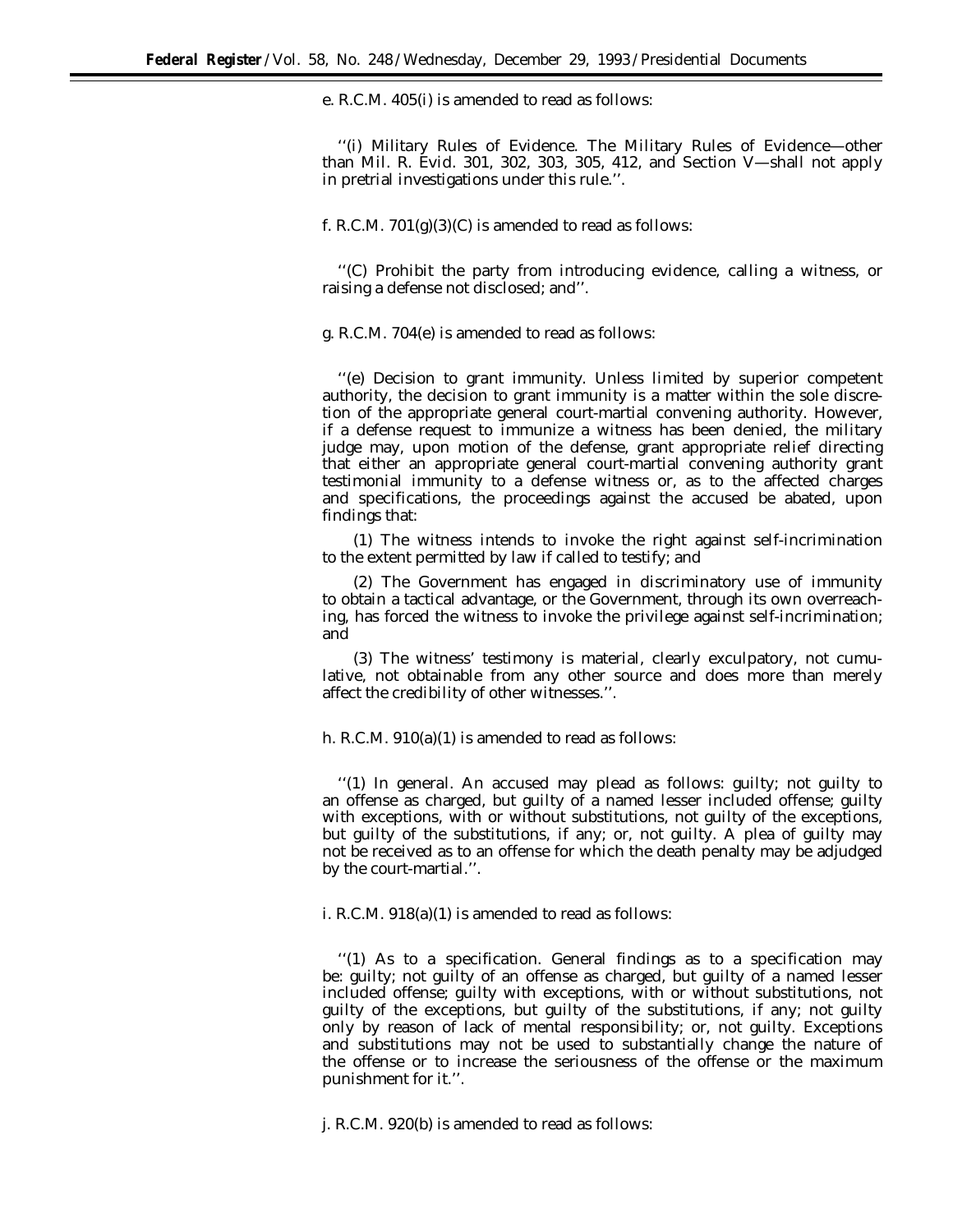e. R.C.M. 405(i) is amended to read as follows:

''(i) *Military Rules of Evidence.* The Military Rules of Evidence—other than Mil. R. Evid. 301, 302, 303, 305, 412, and Section V—shall not apply in pretrial investigations under this rule.''.

f. R.C.M. 701(g)(3)(C) is amended to read as follows:

''(C) Prohibit the party from introducing evidence, calling a witness, or raising a defense not disclosed; and''.

g. R.C.M. 704(e) is amended to read as follows:

''(e) *Decision to grant immunity.* Unless limited by superior competent authority, the decision to grant immunity is a matter within the sole discretion of the appropriate general court-martial convening authority. However, if a defense request to immunize a witness has been denied, the military judge may, upon motion of the defense, grant appropriate relief directing that either an appropriate general court-martial convening authority grant testimonial immunity to a defense witness or, as to the affected charges and specifications, the proceedings against the accused be abated, upon findings that:

(1) The witness intends to invoke the right against self-incrimination to the extent permitted by law if called to testify; and

(2) The Government has engaged in discriminatory use of immunity to obtain a tactical advantage, or the Government, through its own overreaching, has forced the witness to invoke the privilege against self-incrimination; and

(3) The witness' testimony is material, clearly exculpatory, not cumulative, not obtainable from any other source and does more than merely affect the credibility of other witnesses.''.

h. R.C.M. 910(a)(1) is amended to read as follows:

''(1) *In general.* An accused may plead as follows: guilty; not guilty to an offense as charged, but guilty of a named lesser included offense; guilty with exceptions, with or without substitutions, not guilty of the exceptions, but guilty of the substitutions, if any; or, not guilty. A plea of guilty may not be received as to an offense for which the death penalty may be adjudged by the court-martial.''.

i. R.C.M. 918(a)(1) is amended to read as follows:

''(1) *As to a specification.* General findings as to a specification may be: guilty; not guilty of an offense as charged, but guilty of a named lesser included offense; guilty with exceptions, with or without substitutions, not guilty of the exceptions, but guilty of the substitutions, if any; not guilty only by reason of lack of mental responsibility; or, not guilty. Exceptions and substitutions may not be used to substantially change the nature of the offense or to increase the seriousness of the offense or the maximum punishment for it.''.

j. R.C.M. 920(b) is amended to read as follows: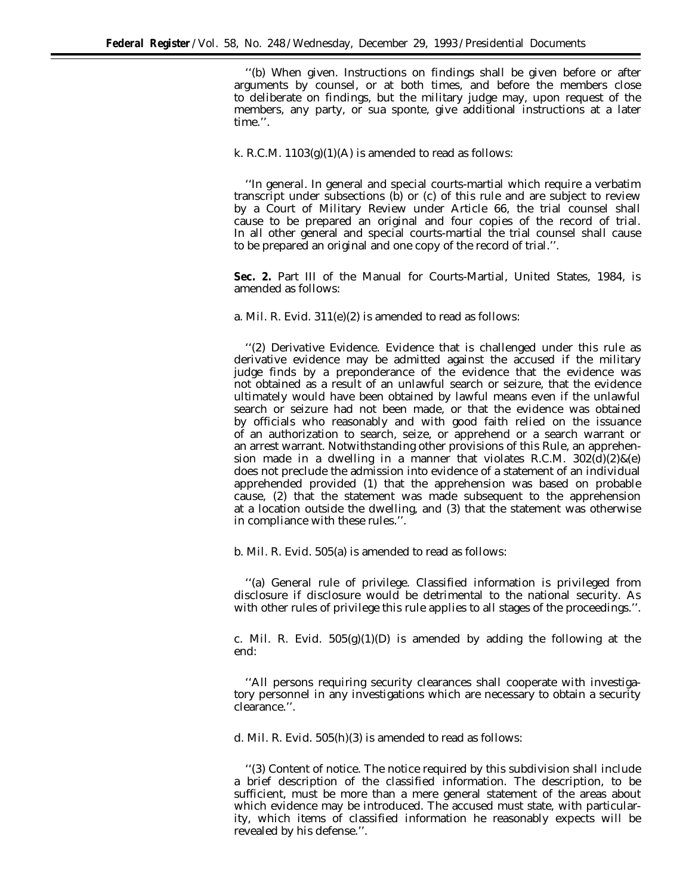''(b) When given. Instructions on findings shall be given before or after arguments by counsel, or at both times, and before the members close to deliberate on findings, but the military judge may, upon request of the members, any party, or sua sponte, give additional instructions at a later time.''.

k. R.C.M. 1103(g)(1)(A) is amended to read as follows:

''In general. In general and special courts-martial which require a verbatim transcript under subsections (b) or (c) of this rule and are subject to review by a Court of Military Review under Article 66, the trial counsel shall cause to be prepared an original and four copies of the record of trial. In all other general and special courts-martial the trial counsel shall cause to be prepared an original and one copy of the record of trial.''.

**Sec. 2.** Part III of the Manual for Courts-Martial, United States, 1984, is amended as follows:

a. Mil. R. Evid. 311(e)(2) is amended to read as follows:

''(2) Derivative Evidence. Evidence that is challenged under this rule as derivative evidence may be admitted against the accused if the military judge finds by a preponderance of the evidence that the evidence was not obtained as a result of an unlawful search or seizure, that the evidence ultimately would have been obtained by lawful means even if the unlawful search or seizure had not been made, or that the evidence was obtained by officials who reasonably and with good faith relied on the issuance of an authorization to search, seize, or apprehend or a search warrant or an arrest warrant. Notwithstanding other provisions of this Rule, an apprehension made in a dwelling in a manner that violates R.C.M. 302(d)(2)&(e) does not preclude the admission into evidence of a statement of an individual apprehended provided (1) that the apprehension was based on probable cause, (2) that the statement was made subsequent to the apprehension at a location outside the dwelling, and (3) that the statement was otherwise in compliance with these rules.''.

b. Mil. R. Evid. 505(a) is amended to read as follows:

''(a) General rule of privilege. Classified information is privileged from disclosure if disclosure would be detrimental to the national security. As with other rules of privilege this rule applies to all stages of the proceedings.''.

c. Mil. R. Evid. 505(g)(1)(D) is amended by adding the following at the end:

''All persons requiring security clearances shall cooperate with investigatory personnel in any investigations which are necessary to obtain a security clearance.''.

d. Mil. R. Evid. 505(h)(3) is amended to read as follows:

''(3) Content of notice. The notice required by this subdivision shall include a brief description of the classified information. The description, to be sufficient, must be more than a mere general statement of the areas about which evidence may be introduced. The accused must state, with particularity, which items of classified information he reasonably expects will be revealed by his defense.''.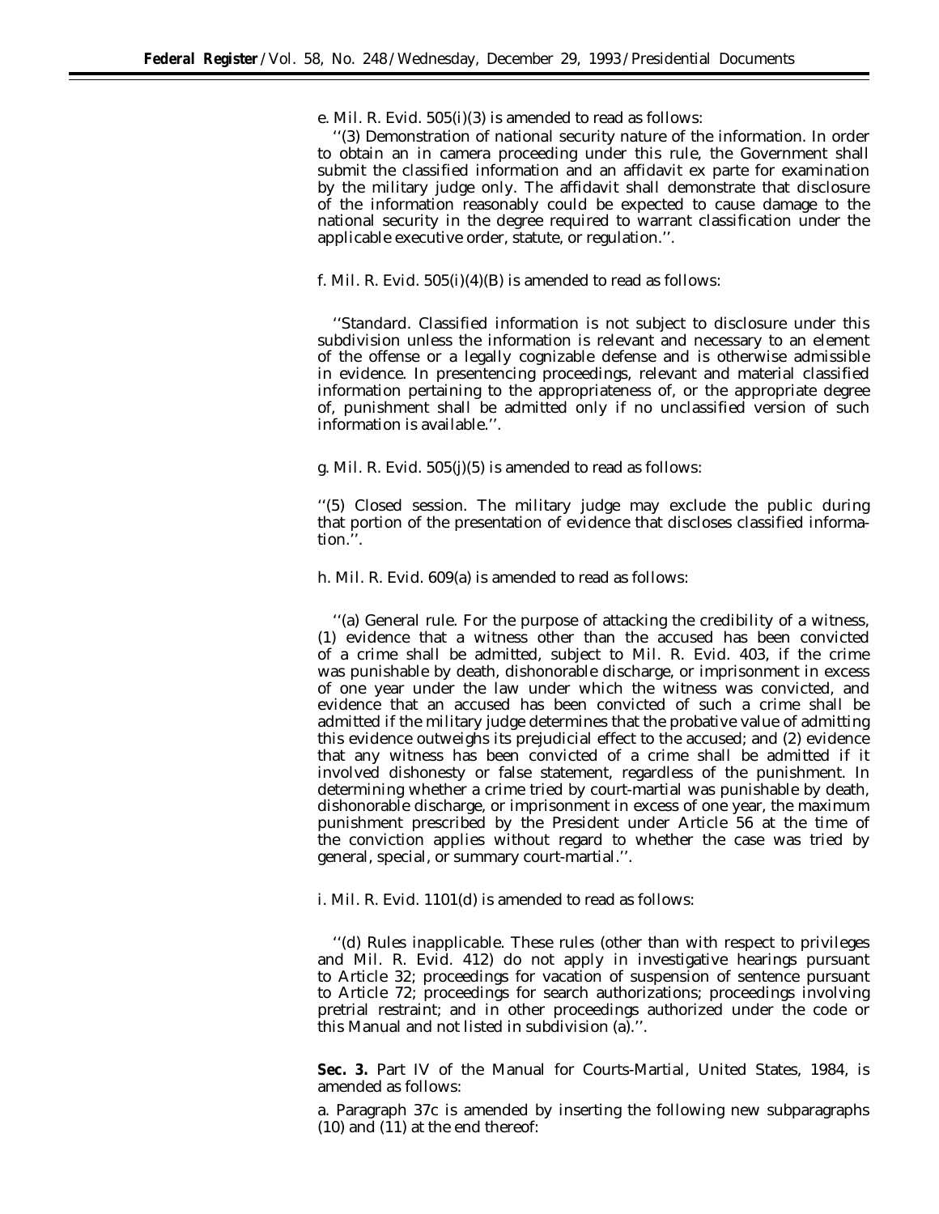e. Mil. R. Evid. 505(i)(3) is amended to read as follows:

''(3) *Demonstration of national security nature of the information.* In order to obtain an in camera proceeding under this rule, the Government shall submit the classified information and an affidavit ex parte for examination by the military judge only. The affidavit shall demonstrate that disclosure of the information reasonably could be expected to cause damage to the national security in the degree required to warrant classification under the applicable executive order, statute, or regulation.''.

f. Mil. R. Evid. 505(i)(4)(B) is amended to read as follows:

''*Standard.* Classified information is not subject to disclosure under this subdivision unless the information is relevant and necessary to an element of the offense or a legally cognizable defense and is otherwise admissible in evidence. In presentencing proceedings, relevant and material classified information pertaining to the appropriateness of, or the appropriate degree of, punishment shall be admitted only if no unclassified version of such information is available.''.

g. Mil. R. Evid. 505(j)(5) is amended to read as follows:

''(5) *Closed session.* The military judge may exclude the public during that portion of the presentation of evidence that discloses classified information.''.

h. Mil. R. Evid. 609(a) is amended to read as follows:

''(a) *General rule.* For the purpose of attacking the credibility of a witness, (1) evidence that a witness other than the accused has been convicted of a crime shall be admitted, subject to Mil. R. Evid. 403, if the crime was punishable by death, dishonorable discharge, or imprisonment in excess of one year under the law under which the witness was convicted, and evidence that an accused has been convicted of such a crime shall be admitted if the military judge determines that the probative value of admitting this evidence outweighs its prejudicial effect to the accused; and (2) evidence that any witness has been convicted of a crime shall be admitted if it involved dishonesty or false statement, regardless of the punishment. In determining whether a crime tried by court-martial was punishable by death, dishonorable discharge, or imprisonment in excess of one year, the maximum punishment prescribed by the President under Article 56 at the time of the conviction applies without regard to whether the case was tried by general, special, or summary court-martial.''.

i. Mil. R. Evid. 1101(d) is amended to read as follows:

''(d) *Rules inapplicable.* These rules (other than with respect to privileges and Mil. R. Evid. 412) do not apply in investigative hearings pursuant to Article 32; proceedings for vacation of suspension of sentence pursuant to Article 72; proceedings for search authorizations; proceedings involving pretrial restraint; and in other proceedings authorized under the code or this Manual and not listed in subdivision (a).''.

**Sec. 3.** Part IV of the Manual for Courts-Martial, United States, 1984, is amended as follows:

a. Paragraph 37c is amended by inserting the following new subparagraphs (10) and (11) at the end thereof: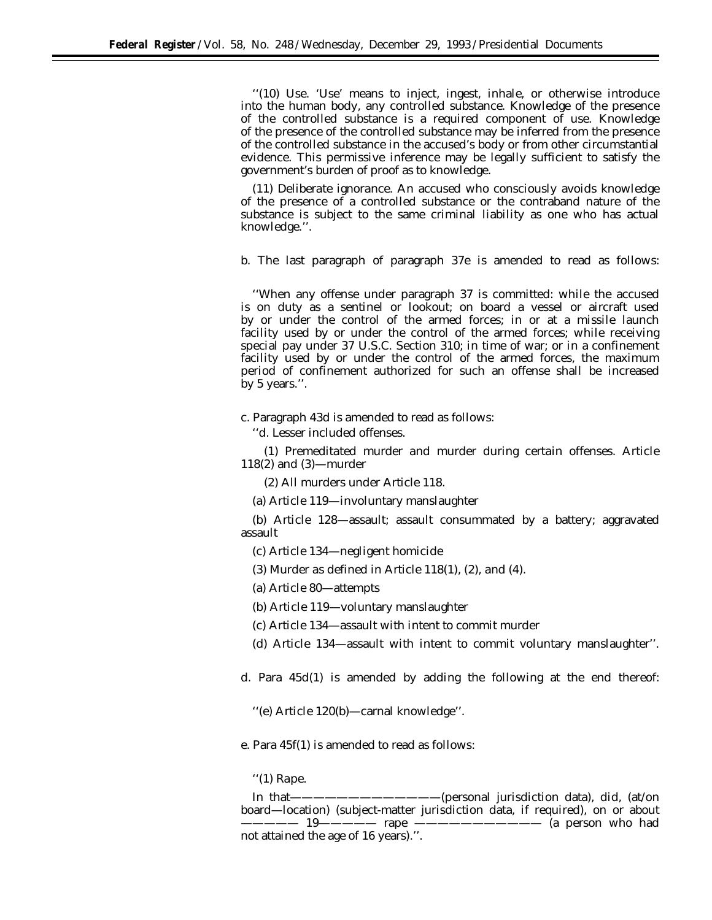''(10) Use. 'Use' means to inject, ingest, inhale, or otherwise introduce into the human body, any controlled substance. Knowledge of the presence of the controlled substance is a required component of use. Knowledge of the presence of the controlled substance may be inferred from the presence of the controlled substance in the accused's body or from other circumstantial evidence. This permissive inference may be legally sufficient to satisfy the government's burden of proof as to knowledge.

(11) Deliberate ignorance. An accused who consciously avoids knowledge of the presence of a controlled substance or the contraband nature of the substance is subject to the same criminal liability as one who has actual knowledge.''.

b. The last paragraph of paragraph 37e is amended to read as follows:

''When any offense under paragraph 37 is committed: while the accused is on duty as a sentinel or lookout; on board a vessel or aircraft used by or under the control of the armed forces; in or at a missile launch facility used by or under the control of the armed forces; while receiving special pay under 37 U.S.C. Section 310; in time of war; or in a confinement facility used by or under the control of the armed forces, the maximum period of confinement authorized for such an offense shall be increased by 5 years.''.

c. Paragraph 43d is amended to read as follows:

''d. Lesser included offenses.

(1) Premeditated murder and murder during certain offenses. Article 118(2) and (3)—murder

(2) All murders under Article 118.

(a) Article 119—involuntary manslaughter

(b) Article 128—assault; assault consummated by a battery; aggravated assault

(c) Article 134—negligent homicide

(3) Murder as defined in Article 118(1), (2), and (4).

(a) Article 80—attempts

(b) Article 119—voluntary manslaughter

(c) Article 134—assault with intent to commit murder

(d) Article 134—assault with intent to commit voluntary manslaughter''.

d. Para 45d(1) is amended by adding the following at the end thereof:

''(e) Article 120(b)—carnal knowledge''.

e. Para 45f(1) is amended to read as follows:

''(1) Rape.

In that——————————————(personal jurisdiction data), did, (at/on board—location) (subject-matter jurisdiction data, if required), on or about ———— 19———— rape —————————— (a person who had not attained the age of 16 years).''.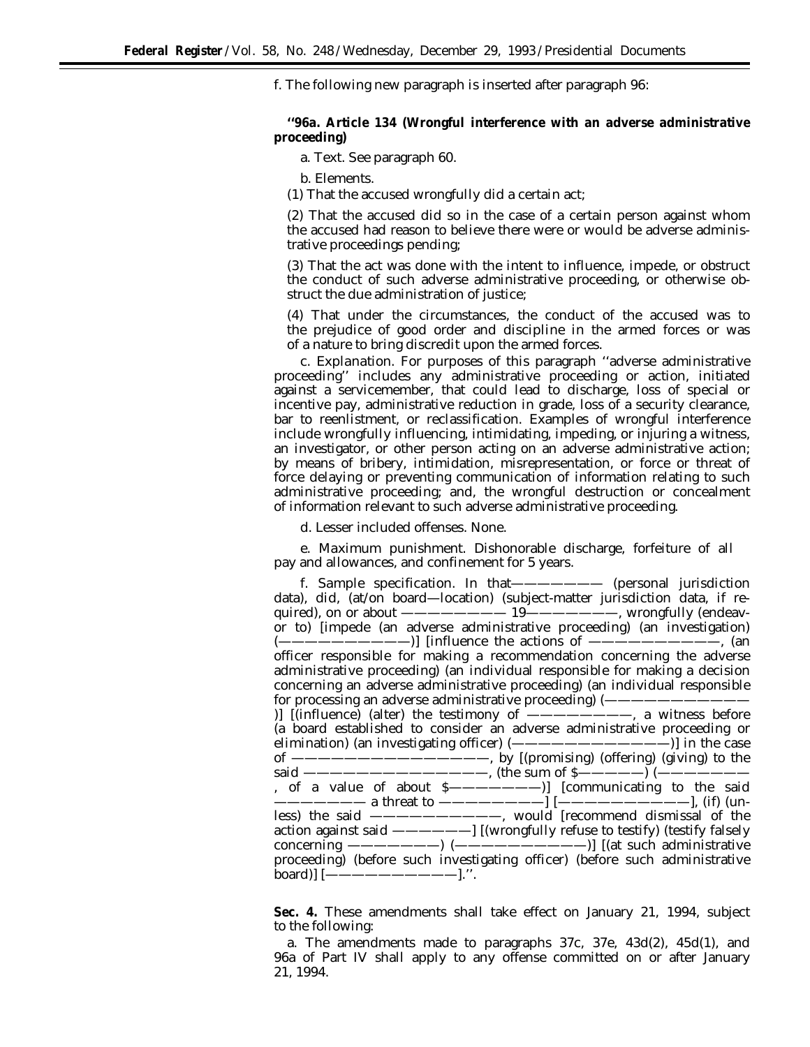f. The following new paragraph is inserted after paragraph 96:

**''96a. Article 134 (Wrongful interference with an adverse administrative proceeding)**

a. Text. See paragraph 60.

b. Elements.

(1) That the accused wrongfully did a certain act;

(2) That the accused did so in the case of a certain person against whom the accused had reason to believe there were or would be adverse administrative proceedings pending;

(3) That the act was done with the intent to influence, impede, or obstruct the conduct of such adverse administrative proceeding, or otherwise obstruct the due administration of justice;

(4) That under the circumstances, the conduct of the accused was to the prejudice of good order and discipline in the armed forces or was of a nature to bring discredit upon the armed forces.

c. Explanation. For purposes of this paragraph ''adverse administrative proceeding'' includes any administrative proceeding or action, initiated against a servicemember, that could lead to discharge, loss of special or incentive pay, administrative reduction in grade, loss of a security clearance, bar to reenlistment, or reclassification. Examples of wrongful interference include wrongfully influencing, intimidating, impeding, or injuring a witness, an investigator, or other person acting on an adverse administrative action; by means of bribery, intimidation, misrepresentation, or force or threat of force delaying or preventing communication of information relating to such administrative proceeding; and, the wrongful destruction or concealment of information relevant to such adverse administrative proceeding.

d. Lesser included offenses. None.

e. Maximum punishment. Dishonorable discharge, forfeiture of all pay and allowances, and confinement for 5 years.

f. Sample specification. In that———————— (personal jurisdiction data), did, (at/on board—location) (subject-matter jurisdiction data, if required), on or about —————————— 19————————, wrongfully (endeavor to) [impede (an adverse administrative proceeding) (an investigation) (——————————————)] [influence the actions of ——————————————, (an officer responsible for making a recommendation concerning the adverse administrative proceeding) (an individual responsible for making a decision concerning an adverse administrative proceeding) (an individual responsible for processing an adverse administrative proceeding) (————————————————)] [(influence) (alter) the testimony of ——————————, a witness before (a board established to consider an adverse administrative proceeding or elimination) (an investigating officer) (————————————————)] in the case of ————————————————————, by [(promising) (offering) (giving) to the said ————————————————————, (the sum of $————————) (——————————, of a value of about $————————)] [communicating to the said —————————— a threat to ——————————] [——————————————], (if) (unless) the said ——————————————, would [recommend dismissal of the action against said ————————] [(wrongfully refuse to testify) (testify falsely concerning ——————————) (——————————————)] [(at such administrative proceeding) (before such investigating officer) (before such administrative board)] [——————————————].''.

**Sec. 4.** These amendments shall take effect on January 21, 1994, subject to the following:

a. The amendments made to paragraphs 37c, 37e, 43d(2), 45d(1), and 96a of Part IV shall apply to any offense committed on or after January 21, 1994.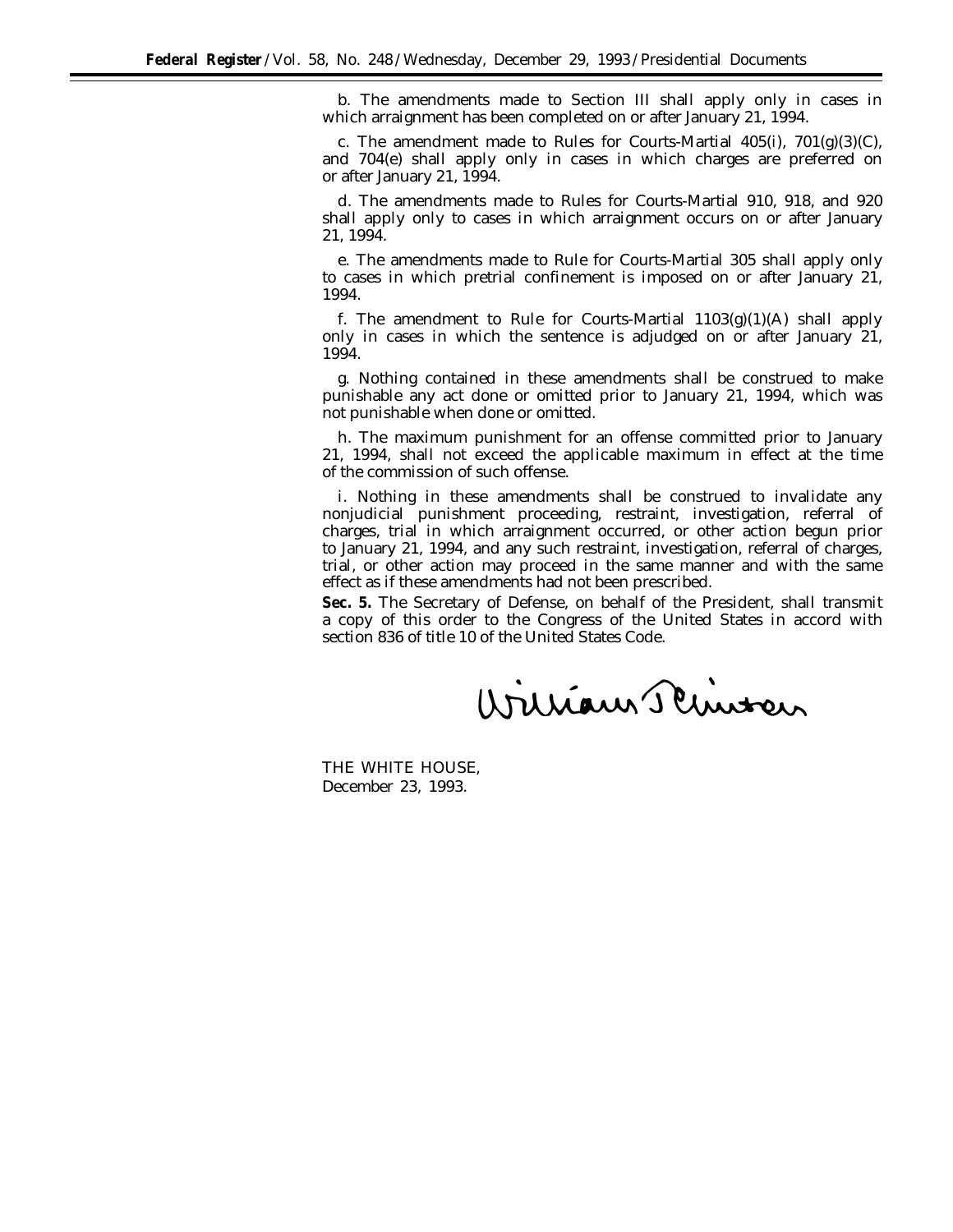b. The amendments made to Section III shall apply only in cases in which arraignment has been completed on or after January 21, 1994.

c. The amendment made to Rules for Courts-Martial 405(i), 701(g)(3)(C), and 704(e) shall apply only in cases in which charges are preferred on or after January 21, 1994.

d. The amendments made to Rules for Courts-Martial 910, 918, and 920 shall apply only to cases in which arraignment occurs on or after January 21, 1994.

e. The amendments made to Rule for Courts-Martial 305 shall apply only to cases in which pretrial confinement is imposed on or after January 21, 1994.

f. The amendment to Rule for Courts-Martial 1103(g)(1)(A) shall apply only in cases in which the sentence is adjudged on or after January 21, 1994.

g. Nothing contained in these amendments shall be construed to make punishable any act done or omitted prior to January 21, 1994, which was not punishable when done or omitted.

h. The maximum punishment for an offense committed prior to January 21, 1994, shall not exceed the applicable maximum in effect at the time of the commission of such offense.

i. Nothing in these amendments shall be construed to invalidate any nonjudicial punishment proceeding, restraint, investigation, referral of charges, trial in which arraignment occurred, or other action begun prior to January 21, 1994, and any such restraint, investigation, referral of charges, trial, or other action may proceed in the same manner and with the same effect as if these amendments had not been prescribed.

**Sec. 5.** The Secretary of Defense, on behalf of the President, shall transmit a copy of this order to the Congress of the United States in accord with section 836 of title 10 of the United States Code.

William J. Clinton

THE WHITE HOUSE,
December 23, 1993.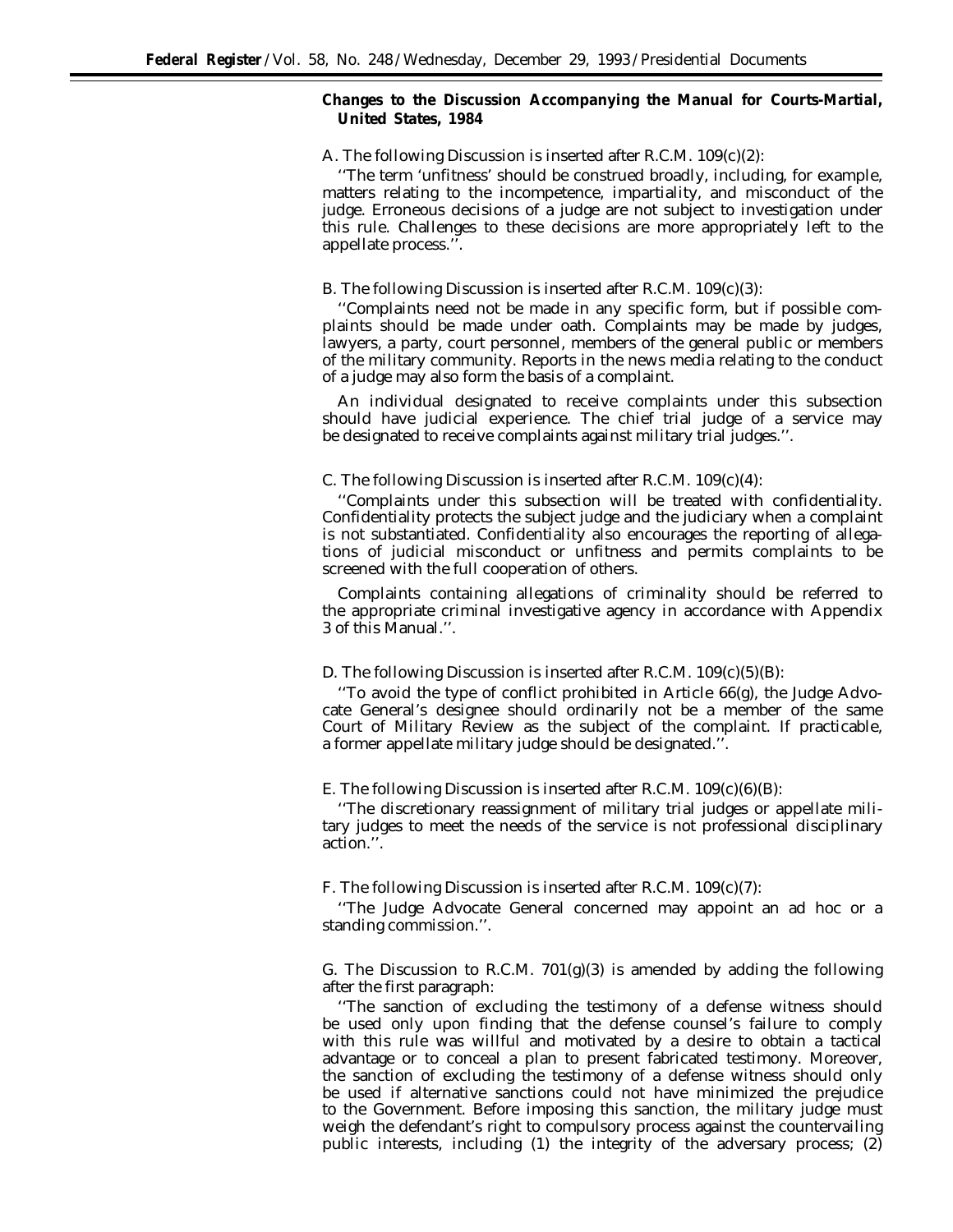**Changes to the Discussion Accompanying the Manual for Courts-Martial, United States, 1984**

A. The following Discussion is inserted after R.C.M. 109(c)(2):

''The term 'unfitness' should be construed broadly, including, for example, matters relating to the incompetence, impartiality, and misconduct of the judge. Erroneous decisions of a judge are not subject to investigation under this rule. Challenges to these decisions are more appropriately left to the appellate process.''.

B. The following Discussion is inserted after R.C.M. 109(c)(3):

''Complaints need not be made in any specific form, but if possible complaints should be made under oath. Complaints may be made by judges, lawyers, a party, court personnel, members of the general public or members of the military community. Reports in the news media relating to the conduct of a judge may also form the basis of a complaint.

An individual designated to receive complaints under this subsection should have judicial experience. The chief trial judge of a service may be designated to receive complaints against military trial judges.''.

C. The following Discussion is inserted after R.C.M. 109(c)(4):

''Complaints under this subsection will be treated with confidentiality. Confidentiality protects the subject judge and the judiciary when a complaint is not substantiated. Confidentiality also encourages the reporting of allegations of judicial misconduct or unfitness and permits complaints to be screened with the full cooperation of others.

Complaints containing allegations of criminality should be referred to the appropriate criminal investigative agency in accordance with Appendix 3 of this Manual.''.

D. The following Discussion is inserted after R.C.M. 109(c)(5)(B):

''To avoid the type of conflict prohibited in Article 66(g), the Judge Advocate General's designee should ordinarily not be a member of the same Court of Military Review as the subject of the complaint. If practicable, a former appellate military judge should be designated.''.

E. The following Discussion is inserted after R.C.M. 109(c)(6)(B):

''The discretionary reassignment of military trial judges or appellate military judges to meet the needs of the service is not professional disciplinary action.''.

F. The following Discussion is inserted after R.C.M. 109(c)(7):

''The Judge Advocate General concerned may appoint an ad hoc or a standing commission.''.

G. The Discussion to R.C.M. 701(g)(3) is amended by adding the following after the first paragraph:

''The sanction of excluding the testimony of a defense witness should be used only upon finding that the defense counsel's failure to comply with this rule was willful and motivated by a desire to obtain a tactical advantage or to conceal a plan to present fabricated testimony. Moreover, the sanction of excluding the testimony of a defense witness should only be used if alternative sanctions could not have minimized the prejudice to the Government. Before imposing this sanction, the military judge must weigh the defendant's right to compulsory process against the countervailing public interests, including (1) the integrity of the adversary process; (2)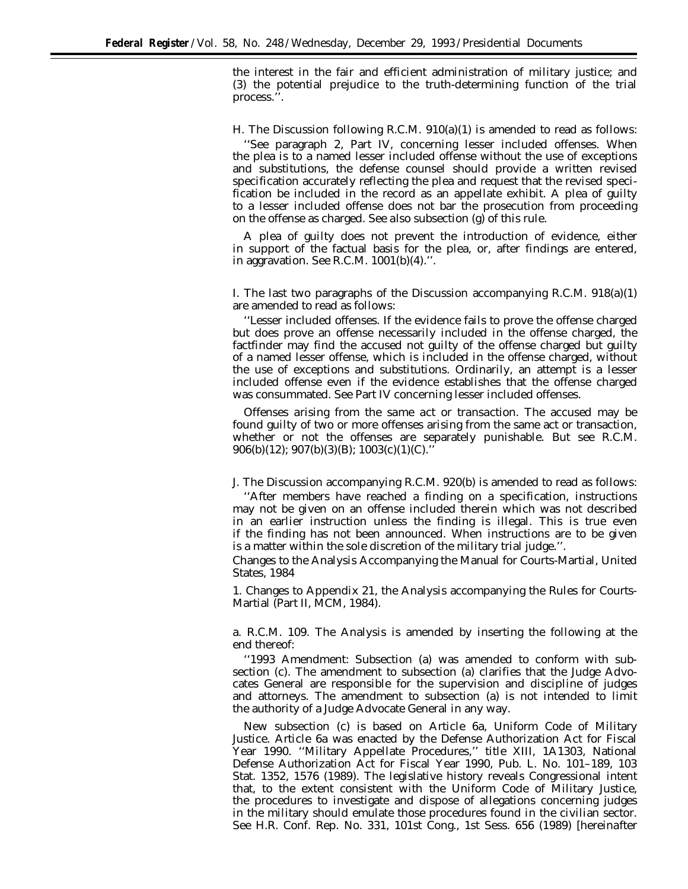the interest in the fair and efficient administration of military justice; and (3) the potential prejudice to the truth-determining function of the trial process.''.

H. The Discussion following R.C.M. 910(a)(1) is amended to read as follows:

''See paragraph 2, Part IV, concerning lesser included offenses. When the plea is to a named lesser included offense without the use of exceptions and substitutions, the defense counsel should provide a written revised specification accurately reflecting the plea and request that the revised specification be included in the record as an appellate exhibit. A plea of guilty to a lesser included offense does not bar the prosecution from proceeding on the offense as charged. See also subsection (g) of this rule.

A plea of guilty does not prevent the introduction of evidence, either in support of the factual basis for the plea, or, after findings are entered, in aggravation. See R.C.M. 1001(b)(4).''.

I. The last two paragraphs of the Discussion accompanying R.C.M. 918(a)(1) are amended to read as follows:

''Lesser included offenses. If the evidence fails to prove the offense charged but does prove an offense necessarily included in the offense charged, the factfinder may find the accused not guilty of the offense charged but guilty of a named lesser offense, which is included in the offense charged, without the use of exceptions and substitutions. Ordinarily, an attempt is a lesser included offense even if the evidence establishes that the offense charged was consummated. See Part IV concerning lesser included offenses.

Offenses arising from the same act or transaction. The accused may be found guilty of two or more offenses arising from the same act or transaction, whether or not the offenses are separately punishable. But see R.C.M. 906(b)(12); 907(b)(3)(B); 1003(c)(1)(C).''

J. The Discussion accompanying R.C.M. 920(b) is amended to read as follows:

''After members have reached a finding on a specification, instructions may not be given on an offense included therein which was not described in an earlier instruction unless the finding is illegal. This is true even if the finding has not been announced. When instructions are to be given is a matter within the sole discretion of the military trial judge.''.

Changes to the Analysis Accompanying the Manual for Courts-Martial, United States, 1984

1. Changes to Appendix 21, the Analysis accompanying the Rules for Courts-Martial (Part II, MCM, 1984).

a. R.C.M. 109. The Analysis is amended by inserting the following at the end thereof:

''1993 Amendment: Subsection (a) was amended to conform with subsection (c). The amendment to subsection (a) clarifies that the Judge Advocates General are responsible for the supervision and discipline of judges and attorneys. The amendment to subsection (a) is not intended to limit the authority of a Judge Advocate General in any way.

New subsection (c) is based on Article 6a, Uniform Code of Military Justice. Article 6a was enacted by the Defense Authorization Act for Fiscal Year 1990. ''Military Appellate Procedures,'' title XIII, 1A1303, National Defense Authorization Act for Fiscal Year 1990, Pub. L. No. 101–189, 103 Stat. 1352, 1576 (1989). The legislative history reveals Congressional intent that, to the extent consistent with the Uniform Code of Military Justice, the procedures to investigate and dispose of allegations concerning judges in the military should emulate those procedures found in the civilian sector. See H.R. Conf. Rep. No. 331, 101st Cong., 1st Sess. 656 (1989) [hereinafter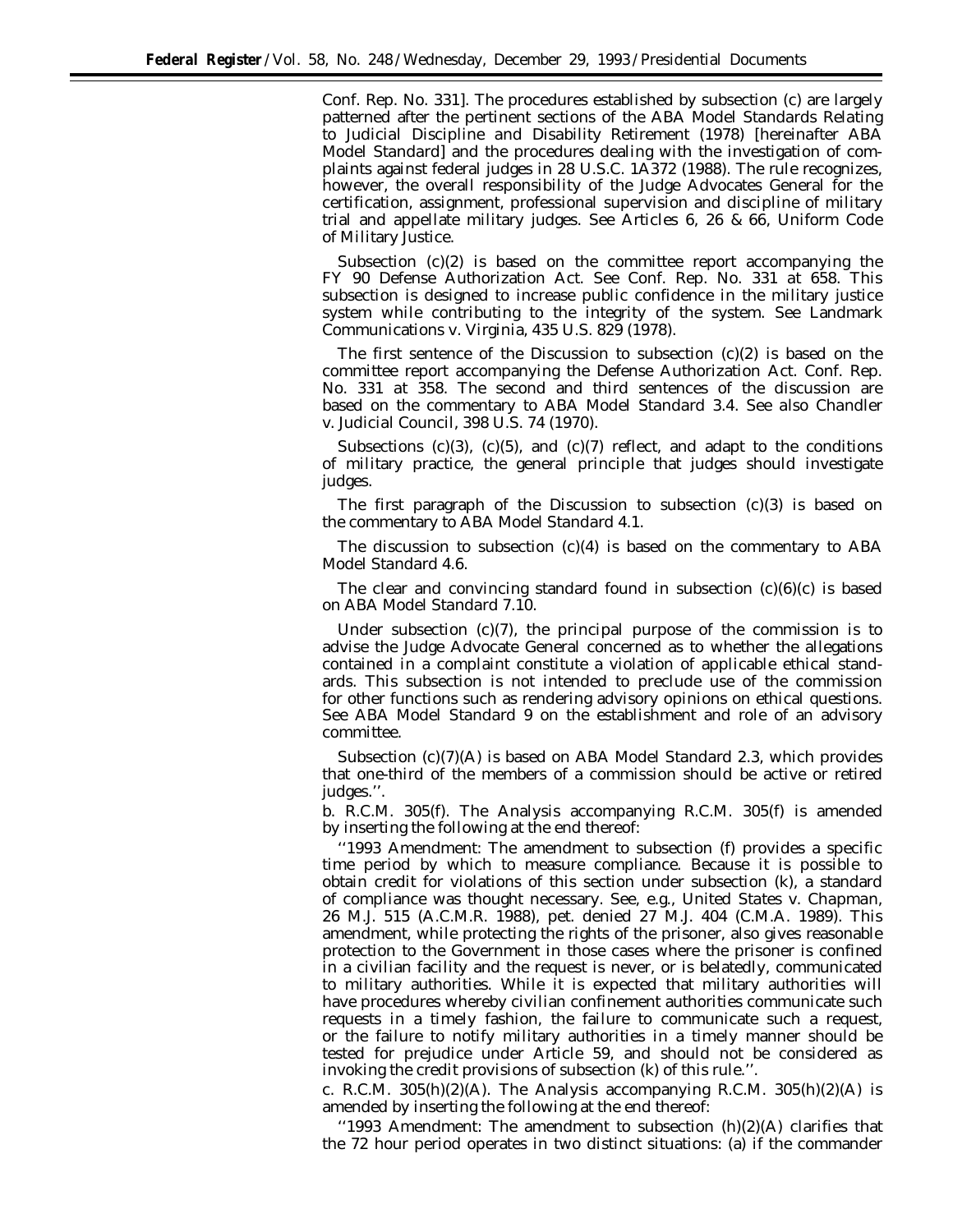Conf. Rep. No. 331]. The procedures established by subsection (c) are largely patterned after the pertinent sections of the ABA Model Standards Relating to Judicial Discipline and Disability Retirement (1978) [hereinafter ABA Model Standard] and the procedures dealing with the investigation of complaints against federal judges in 28 U.S.C. 1A372 (1988). The rule recognizes, however, the overall responsibility of the Judge Advocates General for the certification, assignment, professional supervision and discipline of military trial and appellate military judges. See Articles 6, 26 & 66, Uniform Code of Military Justice.

Subsection (c)(2) is based on the committee report accompanying the FY 90 Defense Authorization Act. See Conf. Rep. No. 331 at 658. This subsection is designed to increase public confidence in the military justice system while contributing to the integrity of the system. See Landmark Communications v. Virginia, 435 U.S. 829 (1978).

The first sentence of the Discussion to subsection (c)(2) is based on the committee report accompanying the Defense Authorization Act. Conf. Rep. No. 331 at 358. The second and third sentences of the discussion are based on the commentary to ABA Model Standard 3.4. See also Chandler v. Judicial Council, 398 U.S. 74 (1970).

Subsections (c)(3), (c)(5), and (c)(7) reflect, and adapt to the conditions of military practice, the general principle that judges should investigate judges.

The first paragraph of the Discussion to subsection (c)(3) is based on the commentary to ABA Model Standard 4.1.

The discussion to subsection (c)(4) is based on the commentary to ABA Model Standard 4.6.

The clear and convincing standard found in subsection (c)(6)(c) is based on ABA Model Standard 7.10.

Under subsection (c)(7), the principal purpose of the commission is to advise the Judge Advocate General concerned as to whether the allegations contained in a complaint constitute a violation of applicable ethical standards. This subsection is not intended to preclude use of the commission for other functions such as rendering advisory opinions on ethical questions. See ABA Model Standard 9 on the establishment and role of an advisory committee.

Subsection (c)(7)(A) is based on ABA Model Standard 2.3, which provides that one-third of the members of a commission should be active or retired judges.''.

b. R.C.M. 305(f). The Analysis accompanying R.C.M. 305(f) is amended by inserting the following at the end thereof:

''1993 Amendment: The amendment to subsection (f) provides a specific time period by which to measure compliance. Because it is possible to obtain credit for violations of this section under subsection (k), a standard of compliance was thought necessary. See, e.g., United States v. Chapman, 26 M.J. 515 (A.C.M.R. 1988), pet. denied 27 M.J. 404 (C.M.A. 1989). This amendment, while protecting the rights of the prisoner, also gives reasonable protection to the Government in those cases where the prisoner is confined in a civilian facility and the request is never, or is belatedly, communicated to military authorities. While it is expected that military authorities will have procedures whereby civilian confinement authorities communicate such requests in a timely fashion, the failure to communicate such a request, or the failure to notify military authorities in a timely manner should be tested for prejudice under Article 59, and should not be considered as invoking the credit provisions of subsection (k) of this rule.''.

c. R.C.M. 305(h)(2)(A). The Analysis accompanying R.C.M. 305(h)(2)(A) is amended by inserting the following at the end thereof:

''1993 Amendment: The amendment to subsection (h)(2)(A) clarifies that the 72 hour period operates in two distinct situations: (a) if the commander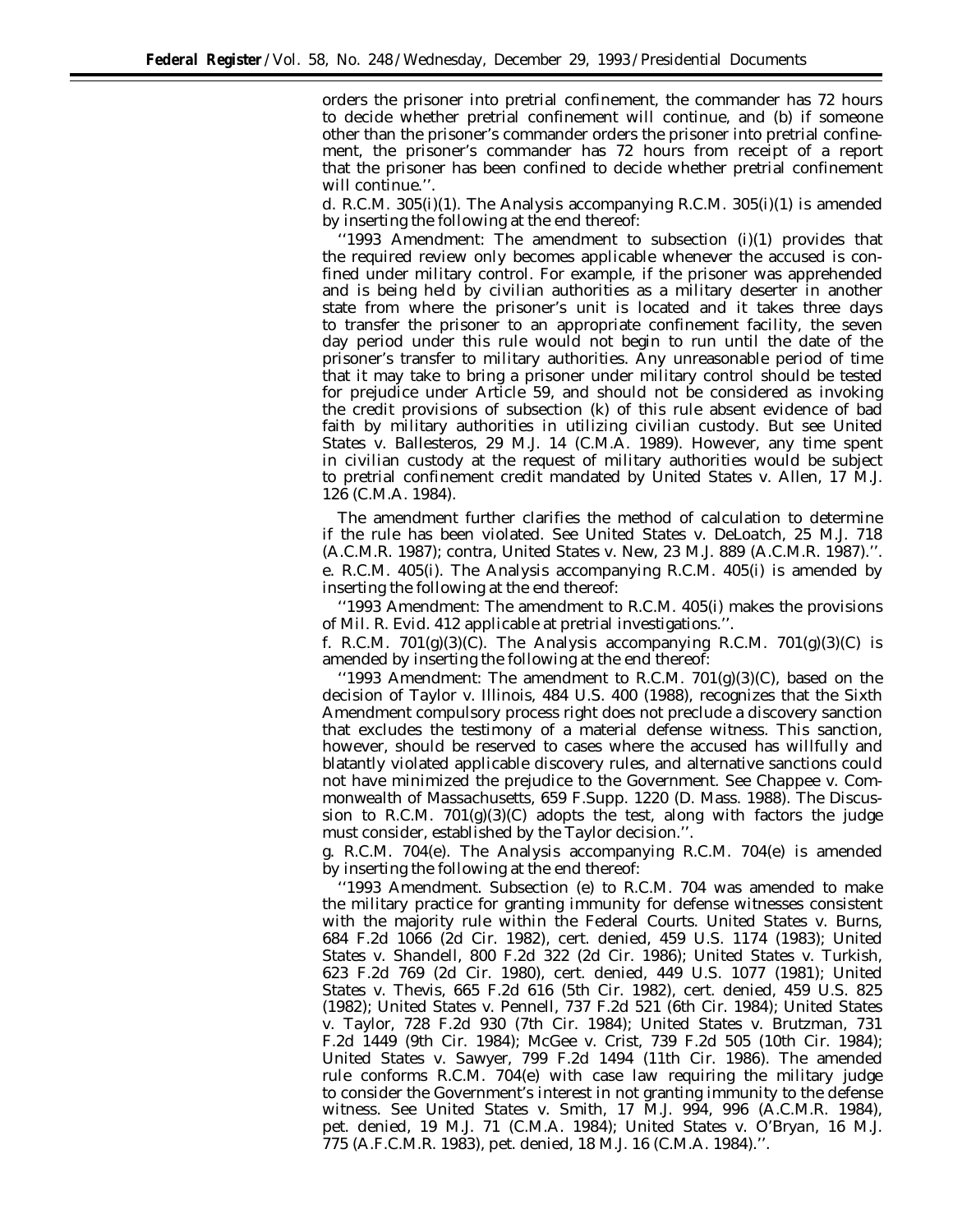orders the prisoner into pretrial confinement, the commander has 72 hours to decide whether pretrial confinement will continue, and (b) if someone other than the prisoner's commander orders the prisoner into pretrial confinement, the prisoner's commander has 72 hours from receipt of a report that the prisoner has been confined to decide whether pretrial confinement will continue.''.

d. R.C.M. 305(i)(1). The Analysis accompanying R.C.M. 305(i)(1) is amended by inserting the following at the end thereof:

''1993 Amendment: The amendment to subsection (i)(1) provides that the required review only becomes applicable whenever the accused is confined under military control. For example, if the prisoner was apprehended and is being held by civilian authorities as a military deserter in another state from where the prisoner's unit is located and it takes three days to transfer the prisoner to an appropriate confinement facility, the seven day period under this rule would not begin to run until the date of the prisoner's transfer to military authorities. Any unreasonable period of time that it may take to bring a prisoner under military control should be tested for prejudice under Article 59, and should not be considered as invoking the credit provisions of subsection (k) of this rule absent evidence of bad faith by military authorities in utilizing civilian custody. But see *United States v. Ballesteros*, 29 M.J. 14 (C.M.A. 1989). However, any time spent in civilian custody at the request of military authorities would be subject to pretrial confinement credit mandated by *United States v. Allen*, 17 M.J. 126 (C.M.A. 1984).

The amendment further clarifies the method of calculation to determine if the rule has been violated. See *United States v. DeLoatch*, 25 M.J. 718 (A.C.M.R. 1987); *contra*, *United States v. New*, 23 M.J. 889 (A.C.M.R. 1987).''.

e. R.C.M. 405(i). The Analysis accompanying R.C.M. 405(i) is amended by inserting the following at the end thereof:

''1993 Amendment: The amendment to R.C.M. 405(i) makes the provisions of Mil. R. Evid. 412 applicable at pretrial investigations.''.

f. R.C.M. 701(g)(3)(C). The Analysis accompanying R.C.M. 701(g)(3)(C) is amended by inserting the following at the end thereof:

''1993 Amendment: The amendment to R.C.M. 701(g)(3)(C), based on the decision of *Taylor v. Illinois*, 484 U.S. 400 (1988), recognizes that the Sixth Amendment compulsory process right does not preclude a discovery sanction that excludes the testimony of a material defense witness. This sanction, however, should be reserved to cases where the accused has willfully and blatantly violated applicable discovery rules, and alternative sanctions could not have minimized the prejudice to the Government. See *Chappee v. Commonwealth of Massachusetts*, 659 F.Supp. 1220 (D. Mass. 1988). The Discussion to R.C.M. 701(g)(3)(C) adopts the test, along with factors the judge must consider, established by the *Taylor* decision.''.

g. R.C.M. 704(e). The Analysis accompanying R.C.M. 704(e) is amended by inserting the following at the end thereof:

''1993 Amendment. Subsection (e) to R.C.M. 704 was amended to make the military practice for granting immunity for defense witnesses consistent with the majority rule within the Federal Courts. *United States v. Burns*, 684 F.2d 1066 (2d Cir. 1982), *cert. denied*, 459 U.S. 1174 (1983); *United States v. Shandell*, 800 F.2d 322 (2d Cir. 1986); *United States v. Turkish*, 623 F.2d 769 (2d Cir. 1980), *cert. denied*, 449 U.S. 1077 (1981); *United States v. Thevis*, 665 F.2d 616 (5th Cir. 1982), *cert. denied*, 459 U.S. 825 (1982); *United States v. Pennell*, 737 F.2d 521 (6th Cir. 1984); *United States v. Taylor*, 728 F.2d 930 (7th Cir. 1984); *United States v. Brutzman*, 731 F.2d 1449 (9th Cir. 1984); *McGee v. Crist*, 739 F.2d 505 (10th Cir. 1984); *United States v. Sawyer*, 799 F.2d 1494 (11th Cir. 1986). The amended rule conforms R.C.M. 704(e) with case law requiring the military judge to consider the Government's interest in not granting immunity to the defense witness. See *United States v. Smith*, 17 M.J. 994, 996 (A.C.M.R. 1984), *pet. denied*, 19 M.J. 71 (C.M.A. 1984); *United States v. O'Bryan*, 16 M.J. 775 (A.F.C.M.R. 1983), *pet. denied*, 18 M.J. 16 (C.M.A. 1984).''.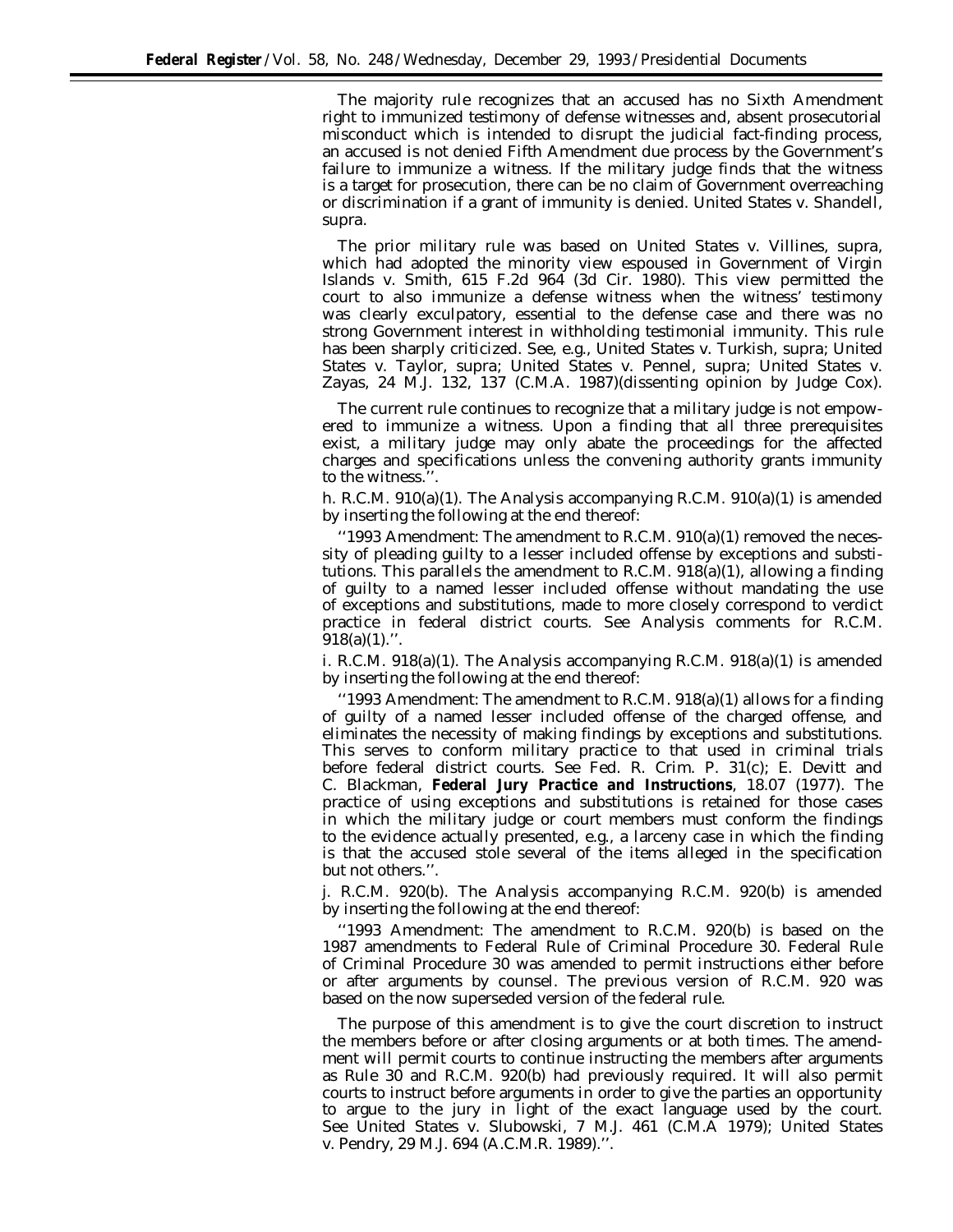The majority rule recognizes that an accused has no Sixth Amendment right to immunized testimony of defense witnesses and, absent prosecutorial misconduct which is intended to disrupt the judicial fact-finding process, an accused is not denied Fifth Amendment due process by the Government's failure to immunize a witness. If the military judge finds that the witness is a target for prosecution, there can be no claim of Government overreaching or discrimination if a grant of immunity is denied. United States v. Shandell, supra.

The prior military rule was based on United States v. Villines, supra, which had adopted the minority view espoused in Government of Virgin Islands v. Smith, 615 F.2d 964 (3d Cir. 1980). This view permitted the court to also immunize a defense witness when the witness' testimony was clearly exculpatory, essential to the defense case and there was no strong Government interest in withholding testimonial immunity. This rule has been sharply criticized. See, e.g., United States v. Turkish, supra; United States v. Taylor, supra; United States v. Pennel, supra; United States v. Zayas, 24 M.J. 132, 137 (C.M.A. 1987)(dissenting opinion by Judge Cox).

The current rule continues to recognize that a military judge is not empowered to immunize a witness. Upon a finding that all three prerequisites exist, a military judge may only abate the proceedings for the affected charges and specifications unless the convening authority grants immunity to the witness.''.

h. R.C.M. 910(a)(1). The Analysis accompanying R.C.M. 910(a)(1) is amended by inserting the following at the end thereof:

''1993 Amendment: The amendment to R.C.M. 910(a)(1) removed the necessity of pleading guilty to a lesser included offense by exceptions and substitutions. This parallels the amendment to R.C.M. 918(a)(1), allowing a finding of guilty to a named lesser included offense without mandating the use of exceptions and substitutions, made to more closely correspond to verdict practice in federal district courts. See Analysis comments for R.C.M. 918(a)(1).''.

i. R.C.M. 918(a)(1). The Analysis accompanying R.C.M. 918(a)(1) is amended by inserting the following at the end thereof:

''1993 Amendment: The amendment to R.C.M. 918(a)(1) allows for a finding of guilty of a named lesser included offense of the charged offense, and eliminates the necessity of making findings by exceptions and substitutions. This serves to conform military practice to that used in criminal trials before federal district courts. See Fed. R. Crim. P. 31(c); E. Devitt and C. Blackman, **Federal Jury Practice and Instructions**, 18.07 (1977). The practice of using exceptions and substitutions is retained for those cases in which the military judge or court members must conform the findings to the evidence actually presented, e.g., a larceny case in which the finding is that the accused stole several of the items alleged in the specification but not others.''.

j. R.C.M. 920(b). The Analysis accompanying R.C.M. 920(b) is amended by inserting the following at the end thereof:

''1993 Amendment: The amendment to R.C.M. 920(b) is based on the 1987 amendments to Federal Rule of Criminal Procedure 30. Federal Rule of Criminal Procedure 30 was amended to permit instructions either before or after arguments by counsel. The previous version of R.C.M. 920 was based on the now superseded version of the federal rule.

The purpose of this amendment is to give the court discretion to instruct the members before or after closing arguments or at both times. The amendment will permit courts to continue instructing the members after arguments as Rule 30 and R.C.M. 920(b) had previously required. It will also permit courts to instruct before arguments in order to give the parties an opportunity to argue to the jury in light of the exact language used by the court. See United States v. Slubowski, 7 M.J. 461 (C.M.A 1979); United States v. Pendry, 29 M.J. 694 (A.C.M.R. 1989).''.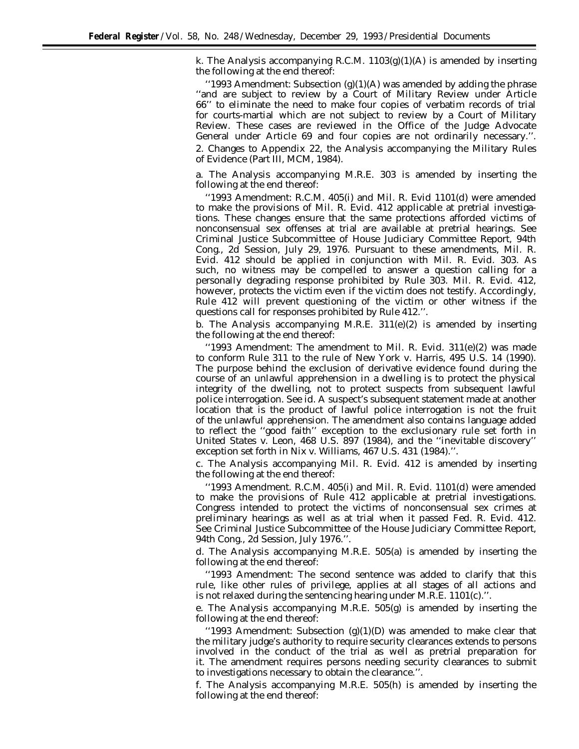k. The Analysis accompanying R.C.M. 1103(g)(1)(A) is amended by inserting the following at the end thereof:

''1993 Amendment: Subsection (g)(1)(A) was amended by adding the phrase ''and are subject to review by a Court of Military Review under Article 66'' to eliminate the need to make four copies of verbatim records of trial for courts-martial which are not subject to review by a Court of Military Review. These cases are reviewed in the Office of the Judge Advocate General under Article 69 and four copies are not ordinarily necessary.''.

2. Changes to Appendix 22, the Analysis accompanying the Military Rules of Evidence (Part III, MCM, 1984).

a. The Analysis accompanying M.R.E. 303 is amended by inserting the following at the end thereof:

''1993 Amendment: R.C.M. 405(i) and Mil. R. Evid 1101(d) were amended to make the provisions of Mil. R. Evid. 412 applicable at pretrial investigations. These changes ensure that the same protections afforded victims of nonconsensual sex offenses at trial are available at pretrial hearings. See Criminal Justice Subcommittee of House Judiciary Committee Report, 94th Cong., 2d Session, July 29, 1976. Pursuant to these amendments, Mil. R. Evid. 412 should be applied in conjunction with Mil. R. Evid. 303. As such, no witness may be compelled to answer a question calling for a personally degrading response prohibited by Rule 303. Mil. R. Evid. 412, however, protects the victim even if the victim does not testify. Accordingly, Rule 412 will prevent questioning of the victim or other witness if the questions call for responses prohibited by Rule 412.''.

b. The Analysis accompanying M.R.E. 311(e)(2) is amended by inserting the following at the end thereof:

''1993 Amendment: The amendment to Mil. R. Evid. 311(e)(2) was made to conform Rule 311 to the rule of *New York* v. *Harris*, 495 U.S. 14 (1990). The purpose behind the exclusion of derivative evidence found during the course of an unlawful apprehension in a dwelling is to protect the physical integrity of the dwelling, not to protect suspects from subsequent lawful police interrogation. *See id.* A suspect's subsequent statement made at another location that is the product of lawful police interrogation is not the fruit of the unlawful apprehension. The amendment also contains language added to reflect the ''good faith'' exception to the exclusionary rule set forth in *United States* v. *Leon*, 468 U.S. 897 (1984), and the ''inevitable discovery'' exception set forth in *Nix* v. *Williams*, 467 U.S. 431 (1984).''.

c. The Analysis accompanying Mil. R. Evid. 412 is amended by inserting the following at the end thereof:

''1993 Amendment. R.C.M. 405(i) and Mil. R. Evid. 1101(d) were amended to make the provisions of Rule 412 applicable at pretrial investigations. Congress intended to protect the victims of nonconsensual sex crimes at preliminary hearings as well as at trial when it passed Fed. R. Evid. 412. See Criminal Justice Subcommittee of the House Judiciary Committee Report, 94th Cong., 2d Session, July 1976.''.

d. The Analysis accompanying M.R.E. 505(a) is amended by inserting the following at the end thereof:

''1993 Amendment: The second sentence was added to clarify that this rule, like other rules of privilege, applies at all stages of all actions and is not relaxed during the sentencing hearing under M.R.E. 1101(c).''.

e. The Analysis accompanying M.R.E. 505(g) is amended by inserting the following at the end thereof:

''1993 Amendment: Subsection (g)(1)(D) was amended to make clear that the military judge's authority to require security clearances extends to persons involved in the conduct of the trial as well as pretrial preparation for it. The amendment requires persons needing security clearances to submit to investigations necessary to obtain the clearance.''.

f. The Analysis accompanying M.R.E. 505(h) is amended by inserting the following at the end thereof: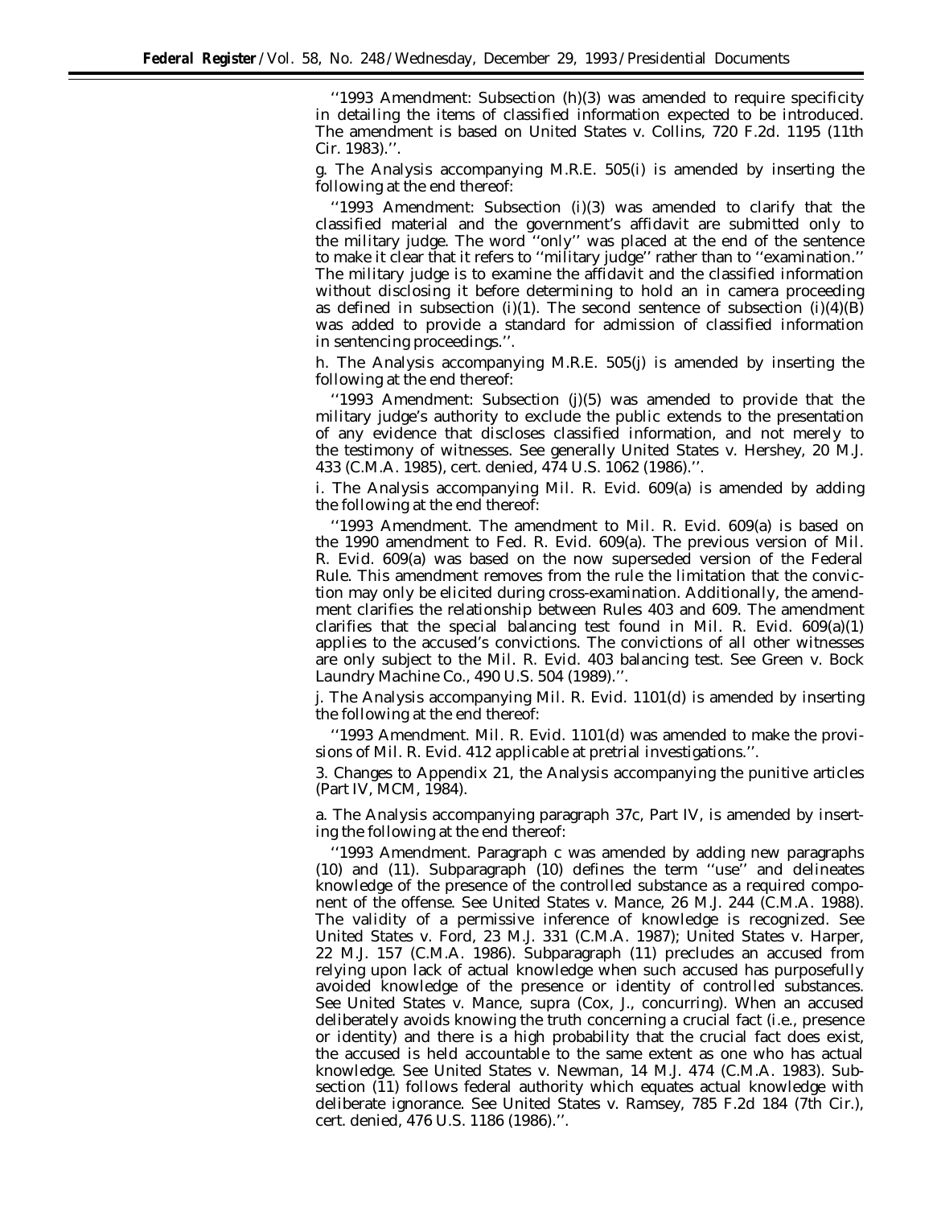''1993 Amendment: Subsection (h)(3) was amended to require specificity in detailing the items of classified information expected to be introduced. The amendment is based on *United States* v. *Collins,* 720 F.2d. 1195 (11th Cir. 1983).''.

g. The Analysis accompanying M.R.E. 505(i) is amended by inserting the following at the end thereof:

''1993 Amendment: Subsection (i)(3) was amended to clarify that the classified material and the government's affidavit are submitted only to the military judge. The word ''only'' was placed at the end of the sentence to make it clear that it refers to ''military judge'' rather than to ''examination.'' The military judge is to examine the affidavit and the classified information without disclosing it before determining to hold an in camera proceeding as defined in subsection (i)(1). The second sentence of subsection (i)(4)(B) was added to provide a standard for admission of classified information in sentencing proceedings.''.

h. The Analysis accompanying M.R.E. 505(j) is amended by inserting the following at the end thereof:

''1993 Amendment: Subsection (j)(5) was amended to provide that the military judge's authority to exclude the public extends to the presentation of any evidence that discloses classified information, and not merely to the testimony of witnesses. *See generally United States* v. *Hershey,* 20 M.J. 433 (C.M.A. 1985), cert. denied, 474 U.S. 1062 (1986).''.

i. The Analysis accompanying Mil. R. Evid. 609(a) is amended by adding the following at the end thereof:

''1993 Amendment. The amendment to Mil. R. Evid. 609(a) is based on the 1990 amendment to Fed. R. Evid. 609(a). The previous version of Mil. R. Evid. 609(a) was based on the now superseded version of the Federal Rule. This amendment removes from the rule the limitation that the conviction may only be elicited during cross-examination. Additionally, the amendment clarifies the relationship between Rules 403 and 609. The amendment clarifies that the special balancing test found in Mil. R. Evid. 609(a)(1) applies to the accused's convictions. The convictions of all other witnesses are only subject to the Mil. R. Evid. 403 balancing test. *See Green* v. *Bock Laundry Machine Co.,* 490 U.S. 504 (1989).''.

j. The Analysis accompanying Mil. R. Evid. 1101(d) is amended by inserting the following at the end thereof:

''1993 Amendment. Mil. R. Evid. 1101(d) was amended to make the provisions of Mil. R. Evid. 412 applicable at pretrial investigations.''.

3. Changes to Appendix 21, the Analysis accompanying the punitive articles (Part IV, MCM, 1984).

a. The Analysis accompanying paragraph 37c, Part IV, is amended by inserting the following at the end thereof:

''1993 Amendment. Paragraph c was amended by adding new paragraphs (10) and (11). Subparagraph (10) defines the term ''use'' and delineates knowledge of the presence of the controlled substance as a required component of the offense. *See United States* v. *Mance,* 26 M.J. 244 (C.M.A. 1988). The validity of a permissive inference of knowledge is recognized. *See United States* v. *Ford,* 23 M.J. 331 (C.M.A. 1987); *United States* v. *Harper,* 22 M.J. 157 (C.M.A. 1986). Subparagraph (11) precludes an accused from relying upon lack of actual knowledge when such accused has purposefully avoided knowledge of the presence or identity of controlled substances. *See United States* v. *Mance, supra* (Cox, J., concurring). When an accused deliberately avoids knowing the truth concerning a crucial fact (i.e., presence or identity) and there is a high probability that the crucial fact does exist, the accused is held accountable to the same extent as one who has actual knowledge. *See United States* v. *Newman,* 14 M.J. 474 (C.M.A. 1983). Subsection (11) follows federal authority which equates actual knowledge with deliberate ignorance. *See United States* v. *Ramsey,* 785 F.2d 184 (7th Cir.), cert. denied, 476 U.S. 1186 (1986).''.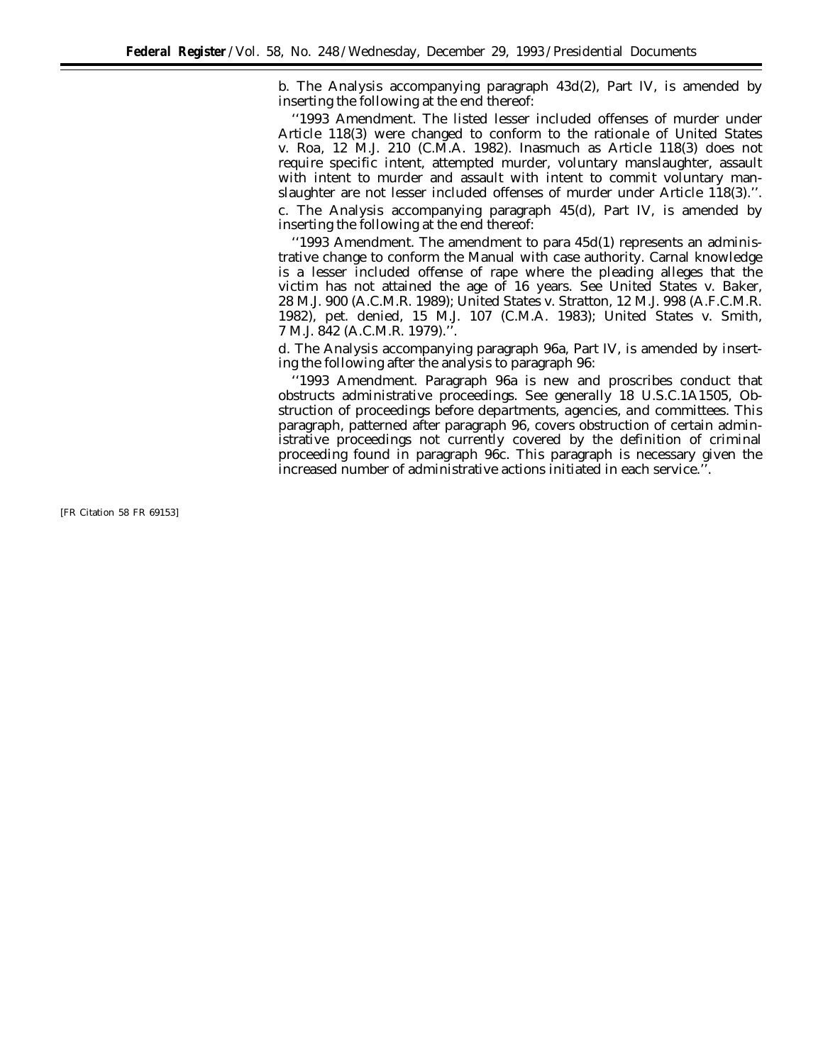b. The Analysis accompanying paragraph 43d(2), Part IV, is amended by inserting the following at the end thereof:

''1993 Amendment. The listed lesser included offenses of murder under Article 118(3) were changed to conform to the rationale of United States v. Roa, 12 M.J. 210 (C.M.A. 1982). Inasmuch as Article 118(3) does not require specific intent, attempted murder, voluntary manslaughter, assault with intent to murder and assault with intent to commit voluntary manslaughter are not lesser included offenses of murder under Article 118(3).''.

c. The Analysis accompanying paragraph 45(d), Part IV, is amended by inserting the following at the end thereof:

''1993 Amendment. The amendment to para 45d(1) represents an administrative change to conform the Manual with case authority. Carnal knowledge is a lesser included offense of rape where the pleading alleges that the victim has not attained the age of 16 years. See United States v. Baker, 28 M.J. 900 (A.C.M.R. 1989); United States v. Stratton, 12 M.J. 998 (A.F.C.M.R. 1982), pet. denied, 15 M.J. 107 (C.M.A. 1983); United States v. Smith, 7 M.J. 842 (A.C.M.R. 1979).''.

d. The Analysis accompanying paragraph 96a, Part IV, is amended by inserting the following after the analysis to paragraph 96:

''1993 Amendment. Paragraph 96a is new and proscribes conduct that obstructs administrative proceedings. See *generally* 18 U.S.C.1A1505, Obstruction of proceedings before departments, agencies, and committees. This paragraph, patterned after paragraph 96, covers obstruction of certain administrative proceedings not currently covered by the definition of criminal proceeding found in paragraph 96c. This paragraph is necessary given the increased number of administrative actions initiated in each service.''.

[FR Citation 58 FR 69153]